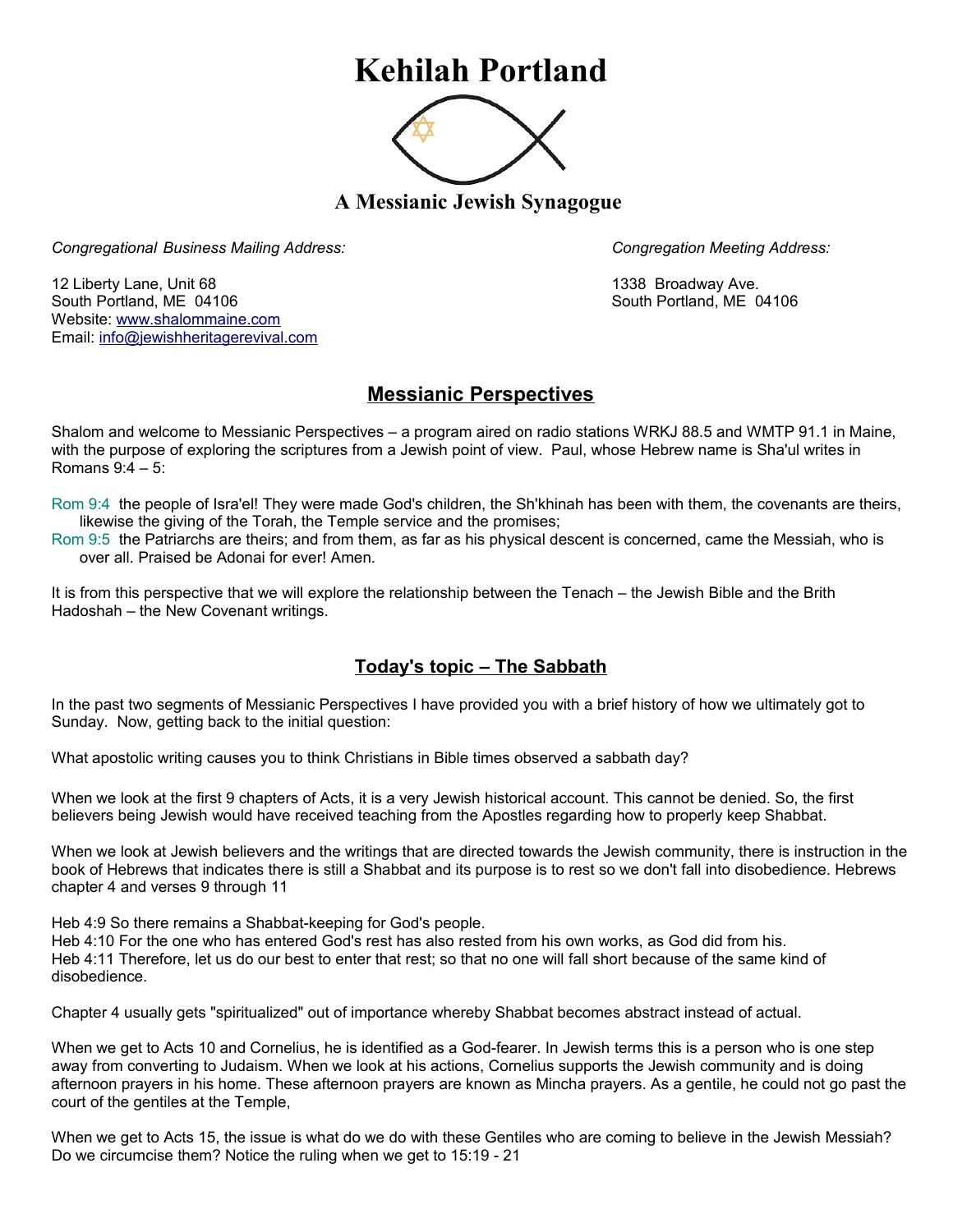# Kehilah Portland

### A Messianic Jewish Synagogue

*Congregational Business Mailing Address:*

12 Liberty Lane, Unit 68
South Portland, ME 04106
Website: www.shalommaine.com
Email: info@jewishheritagerevival.com

*Congregation Meeting Address:*

1338 Broadway Ave.
South Portland, ME 04106

## Messianic Perspectives

Shalom and welcome to Messianic Perspectives – a program aired on radio stations WRKJ 88.5 and WMTP 91.1 in Maine, with the purpose of exploring the scriptures from a Jewish point of view. Paul, whose Hebrew name is Sha'ul writes in Romans 9:4 – 5:

Rom 9:4 the people of Isra'el! They were made God's children, the Sh'khinah has been with them, the covenants are theirs, likewise the giving of the Torah, the Temple service and the promises;
Rom 9:5 the Patriarchs are theirs; and from them, as far as his physical descent is concerned, came the Messiah, who is over all. Praised be Adonai for ever! Amen.

It is from this perspective that we will explore the relationship between the Tenach – the Jewish Bible and the Brith Hadoshah – the New Covenant writings.

## Today's topic – The Sabbath

In the past two segments of Messianic Perspectives I have provided you with a brief history of how we ultimately got to Sunday. Now, getting back to the initial question:

What apostolic writing causes you to think Christians in Bible times observed a sabbath day?

When we look at the first 9 chapters of Acts, it is a very Jewish historical account. This cannot be denied. So, the first believers being Jewish would have received teaching from the Apostles regarding how to properly keep Shabbat.

When we look at Jewish believers and the writings that are directed towards the Jewish community, there is instruction in the book of Hebrews that indicates there is still a Shabbat and its purpose is to rest so we don't fall into disobedience. Hebrews chapter 4 and verses 9 through 11

Heb 4:9 So there remains a Shabbat-keeping for God's people.
Heb 4:10 For the one who has entered God's rest has also rested from his own works, as God did from his.
Heb 4:11 Therefore, let us do our best to enter that rest; so that no one will fall short because of the same kind of disobedience.

Chapter 4 usually gets "spiritualized" out of importance whereby Shabbat becomes abstract instead of actual.

When we get to Acts 10 and Cornelius, he is identified as a God-fearer. In Jewish terms this is a person who is one step away from converting to Judaism. When we look at his actions, Cornelius supports the Jewish community and is doing afternoon prayers in his home. These afternoon prayers are known as Mincha prayers. As a gentile, he could not go past the court of the gentiles at the Temple,

When we get to Acts 15, the issue is what do we do with these Gentiles who are coming to believe in the Jewish Messiah? Do we circumcise them? Notice the ruling when we get to 15:19 - 21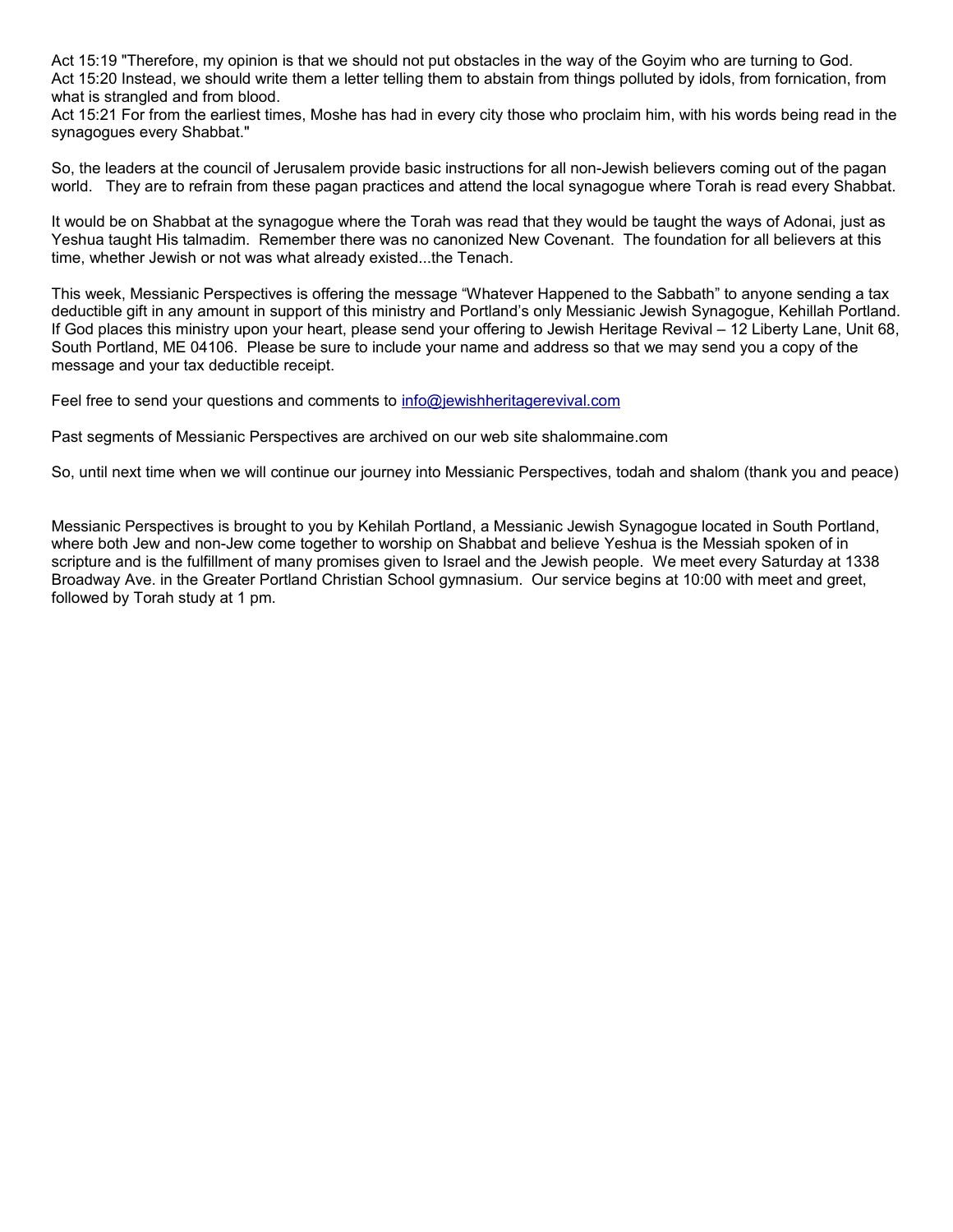Act 15:19 "Therefore, my opinion is that we should not put obstacles in the way of the Goyim who are turning to God.
Act 15:20 Instead, we should write them a letter telling them to abstain from things polluted by idols, from fornication, from what is strangled and from blood.
Act 15:21 For from the earliest times, Moshe has had in every city those who proclaim him, with his words being read in the synagogues every Shabbat."

So, the leaders at the council of Jerusalem provide basic instructions for all non-Jewish believers coming out of the pagan world. They are to refrain from these pagan practices and attend the local synagogue where Torah is read every Shabbat.

It would be on Shabbat at the synagogue where the Torah was read that they would be taught the ways of Adonai, just as Yeshua taught His talmadim. Remember there was no canonized New Covenant. The foundation for all believers at this time, whether Jewish or not was what already existed...the Tenach.

This week, Messianic Perspectives is offering the message “Whatever Happened to the Sabbath” to anyone sending a tax deductible gift in any amount in support of this ministry and Portland’s only Messianic Jewish Synagogue, Kehillah Portland. If God places this ministry upon your heart, please send your offering to Jewish Heritage Revival – 12 Liberty Lane, Unit 68, South Portland, ME 04106. Please be sure to include your name and address so that we may send you a copy of the message and your tax deductible receipt.

Feel free to send your questions and comments to info@jewishheritagerevival.com

Past segments of Messianic Perspectives are archived on our web site shalommaine.com

So, until next time when we will continue our journey into Messianic Perspectives, todah and shalom (thank you and peace)

Messianic Perspectives is brought to you by Kehilah Portland, a Messianic Jewish Synagogue located in South Portland, where both Jew and non-Jew come together to worship on Shabbat and believe Yeshua is the Messiah spoken of in scripture and is the fulfillment of many promises given to Israel and the Jewish people. We meet every Saturday at 1338 Broadway Ave. in the Greater Portland Christian School gymnasium. Our service begins at 10:00 with meet and greet, followed by Torah study at 1 pm.